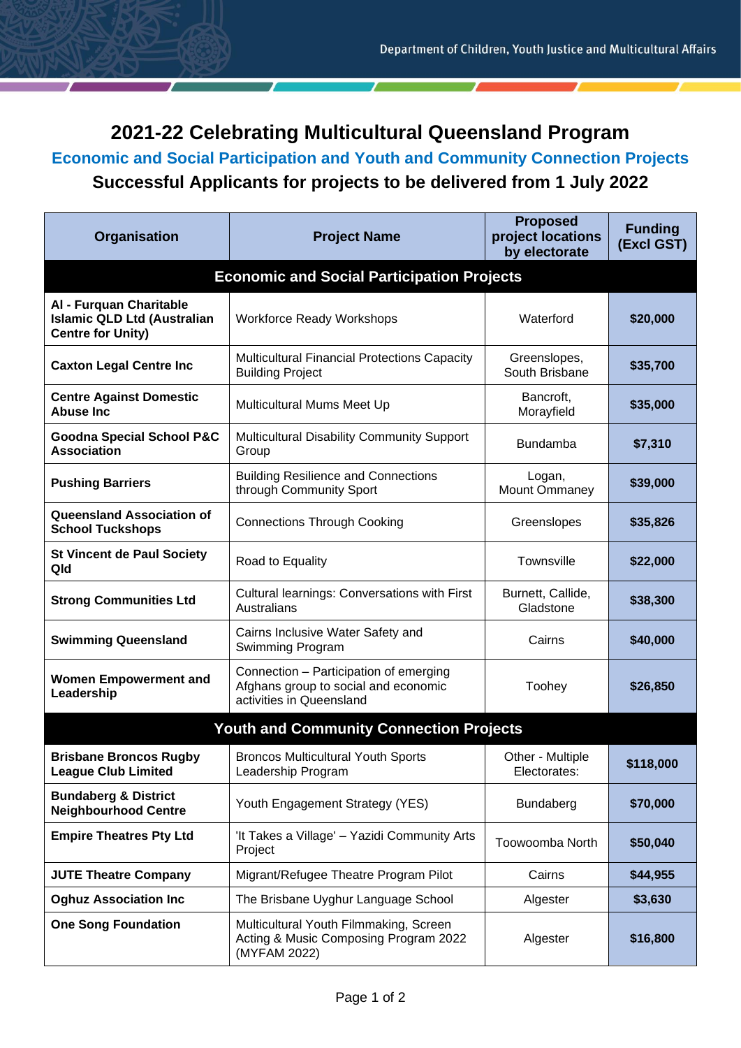# 2021-22 Celebrating Multicultural Queensland Program

## Economic and Social Participation and Youth and Community Connection Projects

### Successful Applicants for projects to be delivered from 1 July 2022

| Organisation | Project Name | Proposed project locations by electorate | Funding (Excl GST) |
|---|---|---|---|
| **Economic and Social Participation Projects** | | | |
| **Al - Furquan Charitable Islamic QLD Ltd (Australian Centre for Unity)** | Workforce Ready Workshops | Waterford | **$20,000** |
| **Caxton Legal Centre Inc** | Multicultural Financial Protections Capacity Building Project | Greenslopes, South Brisbane | **$35,700** |
| **Centre Against Domestic Abuse Inc** | Multicultural Mums Meet Up | Bancroft, Morayfield | **$35,000** |
| **Goodna Special School P&C Association** | Multicultural Disability Community Support Group | Bundamba | **$7,310** |
| **Pushing Barriers** | Building Resilience and Connections through Community Sport | Logan, Mount Ommaney | **$39,000** |
| **Queensland Association of School Tuckshops** | Connections Through Cooking | Greenslopes | **$35,826** |
| **St Vincent de Paul Society Qld** | Road to Equality | Townsville | **$22,000** |
| **Strong Communities Ltd** | Cultural learnings: Conversations with First Australians | Burnett, Callide, Gladstone | **$38,300** |
| **Swimming Queensland** | Cairns Inclusive Water Safety and Swimming Program | Cairns | **$40,000** |
| **Women Empowerment and Leadership** | Connection – Participation of emerging Afghans group to social and economic activities in Queensland | Toohey | **$26,850** |
| **Youth and Community Connection Projects** | | | |
| **Brisbane Broncos Rugby League Club Limited** | Broncos Multicultural Youth Sports Leadership Program | Other - Multiple Electorates: | **$118,000** |
| **Bundaberg & District Neighbourhood Centre** | Youth Engagement Strategy (YES) | Bundaberg | **$70,000** |
| **Empire Theatres Pty Ltd** | 'It Takes a Village' – Yazidi Community Arts Project | Toowoomba North | **$50,040** |
| **JUTE Theatre Company** | Migrant/Refugee Theatre Program Pilot | Cairns | **$44,955** |
| **Oghuz Association Inc** | The Brisbane Uyghur Language School | Algester | **$3,630** |
| **One Song Foundation** | Multicultural Youth Filmmaking, Screen Acting & Music Composing Program 2022 (MYFAM 2022) | Algester | **$16,800** |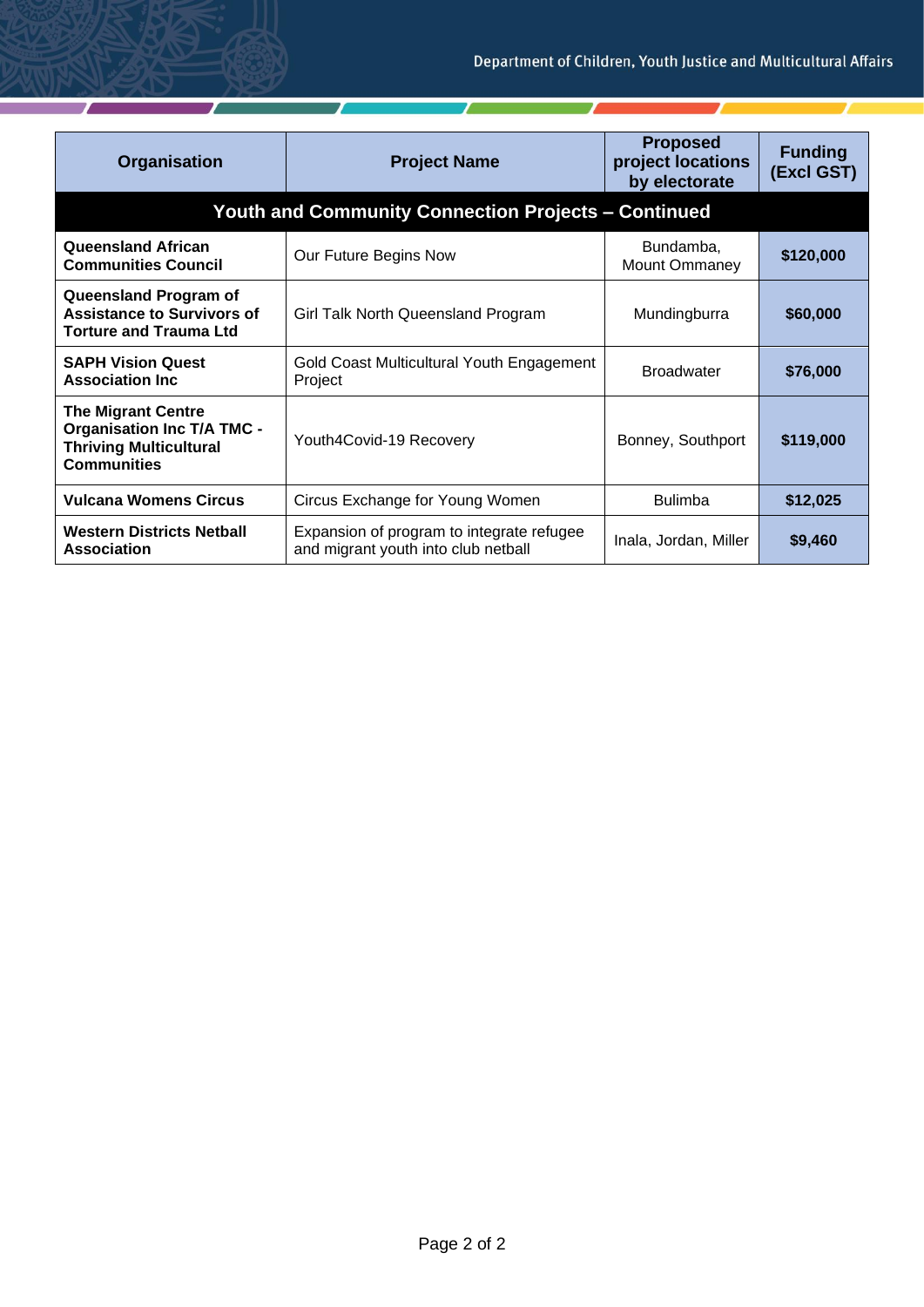| Organisation | Project Name | Proposed project locations by electorate | Funding (Excl GST) |
|---|---|---|---|
| **Youth and Community Connection Projects – Continued** | | | |
| **Queensland African Communities Council** | Our Future Begins Now | Bundamba, Mount Ommaney | **$120,000** |
| **Queensland Program of Assistance to Survivors of Torture and Trauma Ltd** | Girl Talk North Queensland Program | Mundingburra | **$60,000** |
| **SAPH Vision Quest Association Inc** | Gold Coast Multicultural Youth Engagement Project | Broadwater | **$76,000** |
| **The Migrant Centre Organisation Inc T/A TMC - Thriving Multicultural Communities** | Youth4Covid-19 Recovery | Bonney, Southport | **$119,000** |
| **Vulcana Womens Circus** | Circus Exchange for Young Women | Bulimba | **$12,025** |
| **Western Districts Netball Association** | Expansion of program to integrate refugee and migrant youth into club netball | Inala, Jordan, Miller | **$9,460** |